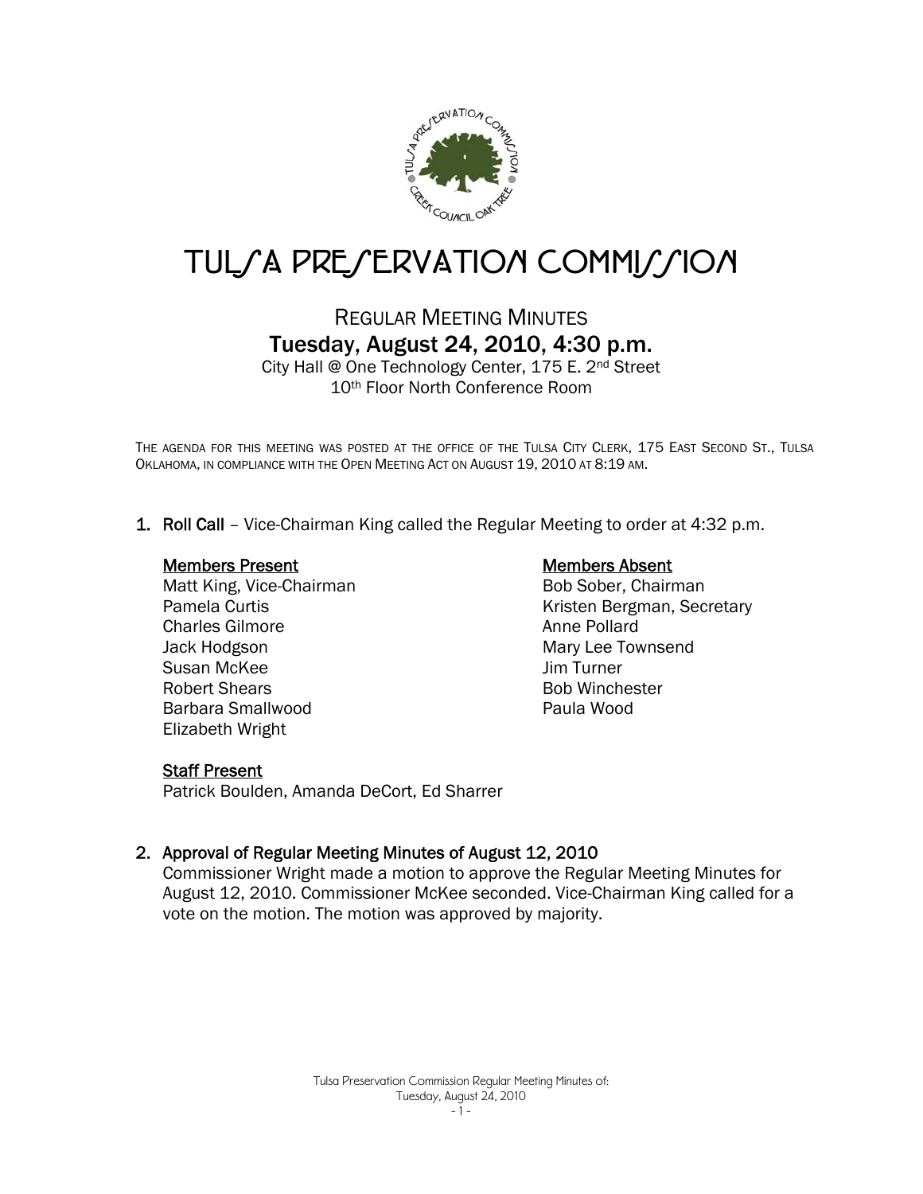# TULSA PRESERVATION COMMISSION

## REGULAR MEETING MINUTES

## Tuesday, August 24, 2010, 4:30 p.m.

City Hall @ One Technology Center, 175 E. 2nd Street
10th Floor North Conference Room

THE AGENDA FOR THIS MEETING WAS POSTED AT THE OFFICE OF THE TULSA CITY CLERK, 175 EAST SECOND ST., TULSA OKLAHOMA, IN COMPLIANCE WITH THE OPEN MEETING ACT ON AUGUST 19, 2010 AT 8:19 AM.

1. **Roll Call** – Vice-Chairman King called the Regular Meeting to order at 4:32 p.m.

   **Members Present**
   Matt King, Vice-Chairman
   Pamela Curtis
   Charles Gilmore
   Jack Hodgson
   Susan McKee
   Robert Shears
   Barbara Smallwood
   Elizabeth Wright

   **Members Absent**
   Bob Sober, Chairman
   Kristen Bergman, Secretary
   Anne Pollard
   Mary Lee Townsend
   Jim Turner
   Bob Winchester
   Paula Wood

   **Staff Present**
   Patrick Boulden, Amanda DeCort, Ed Sharrer

2. **Approval of Regular Meeting Minutes of August 12, 2010**
   Commissioner Wright made a motion to approve the Regular Meeting Minutes for August 12, 2010. Commissioner McKee seconded. Vice-Chairman King called for a vote on the motion. The motion was approved by majority.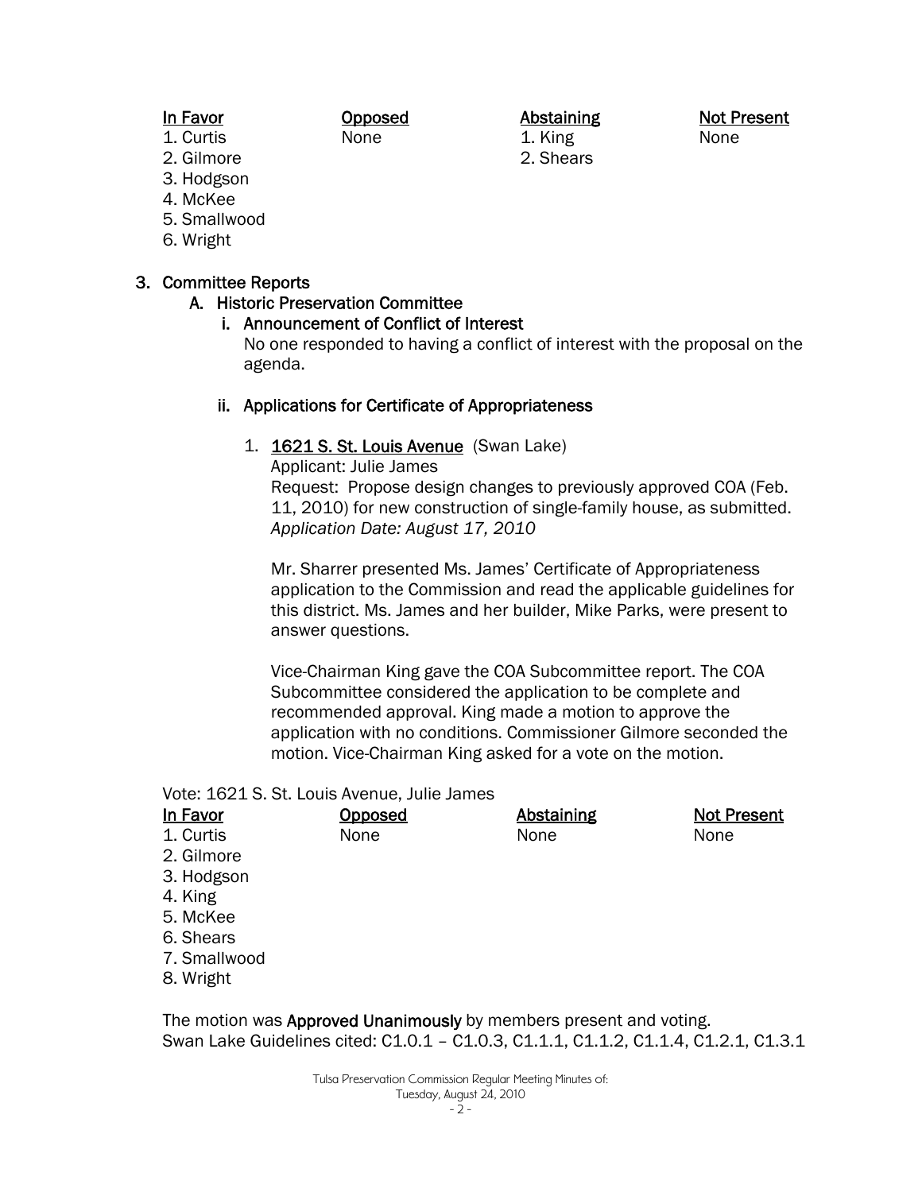| In Favor | Opposed | Abstaining | Not Present |
| --- | --- | --- | --- |
| 1. Curtis | None | 1. King | None |
| 2. Gilmore | | 2. Shears | |
| 3. Hodgson | | | |
| 4. McKee | | | |
| 5. Smallwood | | | |
| 6. Wright | | | |

3. **Committee Reports**
   - A. **Historic Preservation Committee**
     - i. **Announcement of Conflict of Interest**
       No one responded to having a conflict of interest with the proposal on the agenda.

     - ii. **Applications for Certificate of Appropriateness**

       1. **1621 S. St. Louis Avenue** (Swan Lake)
          Applicant: Julie James
          Request: Propose design changes to previously approved COA (Feb. 11, 2010) for new construction of single-family house, as submitted.
          *Application Date: August 17, 2010*

          Mr. Sharrer presented Ms. James' Certificate of Appropriateness application to the Commission and read the applicable guidelines for this district. Ms. James and her builder, Mike Parks, were present to answer questions.

          Vice-Chairman King gave the COA Subcommittee report. The COA Subcommittee considered the application to be complete and recommended approval. King made a motion to approve the application with no conditions. Commissioner Gilmore seconded the motion. Vice-Chairman King asked for a vote on the motion.

Vote: 1621 S. St. Louis Avenue, Julie James

| In Favor | Opposed | Abstaining | Not Present |
| --- | --- | --- | --- |
| 1. Curtis | None | None | None |
| 2. Gilmore | | | |
| 3. Hodgson | | | |
| 4. King | | | |
| 5. McKee | | | |
| 6. Shears | | | |
| 7. Smallwood | | | |
| 8. Wright | | | |

The motion was **Approved Unanimously** by members present and voting.
Swan Lake Guidelines cited: C1.0.1 – C1.0.3, C1.1.1, C1.1.2, C1.1.4, C1.2.1, C1.3.1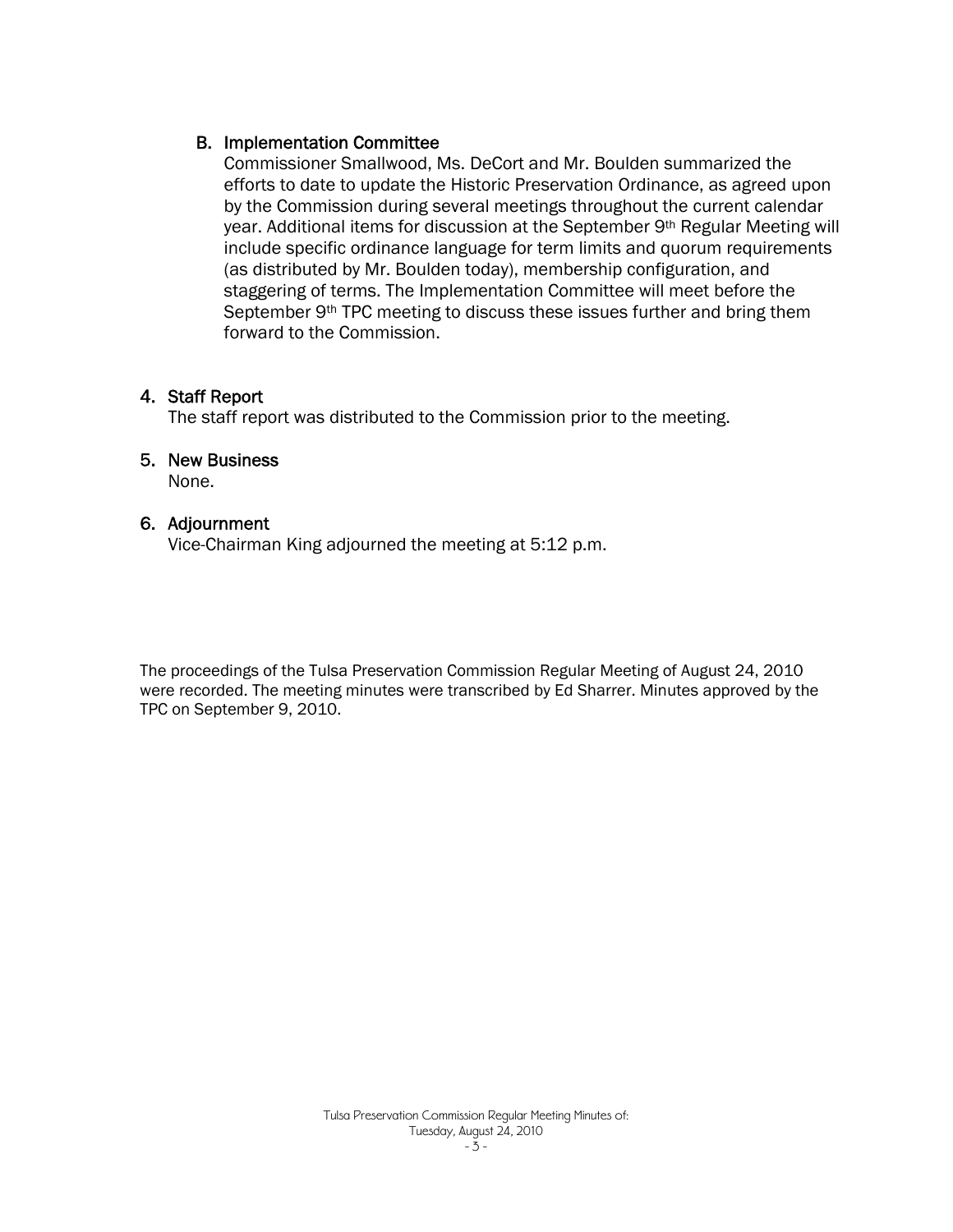B. Implementation Committee

Commissioner Smallwood, Ms. DeCort and Mr. Boulden summarized the efforts to date to update the Historic Preservation Ordinance, as agreed upon by the Commission during several meetings throughout the current calendar year. Additional items for discussion at the September 9th Regular Meeting will include specific ordinance language for term limits and quorum requirements (as distributed by Mr. Boulden today), membership configuration, and staggering of terms. The Implementation Committee will meet before the September 9th TPC meeting to discuss these issues further and bring them forward to the Commission.

4. Staff Report

The staff report was distributed to the Commission prior to the meeting.

5. New Business

None.

6. Adjournment

Vice-Chairman King adjourned the meeting at 5:12 p.m.

The proceedings of the Tulsa Preservation Commission Regular Meeting of August 24, 2010 were recorded. The meeting minutes were transcribed by Ed Sharrer. Minutes approved by the TPC on September 9, 2010.